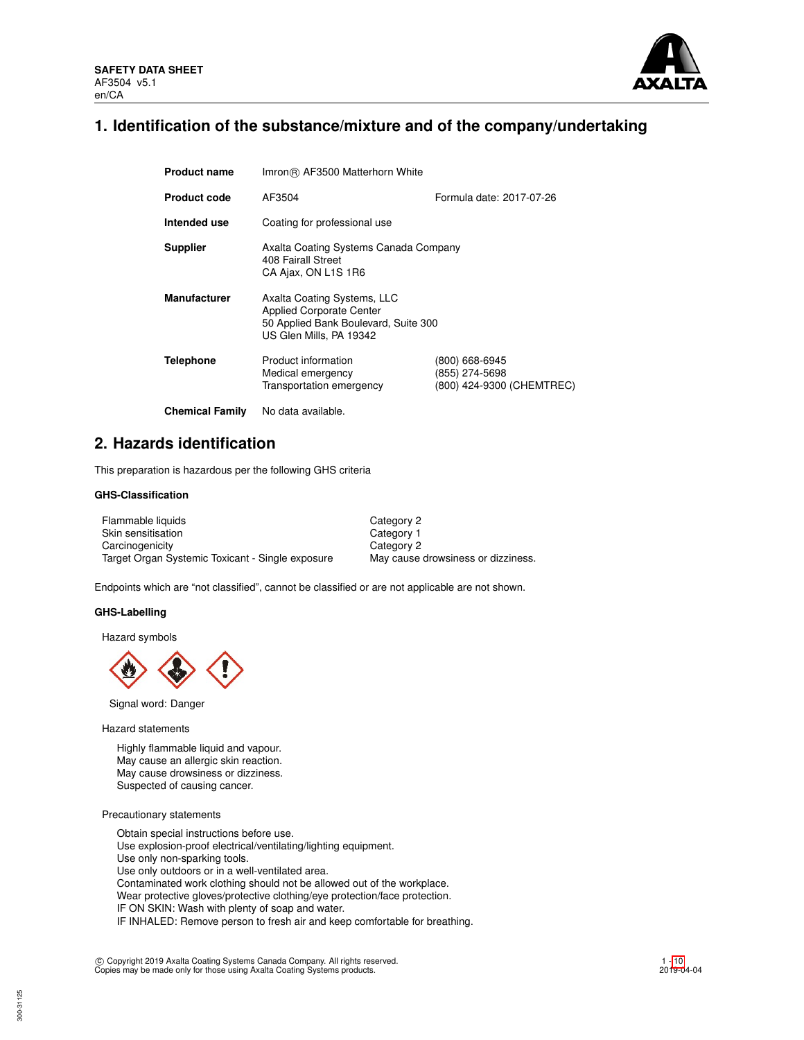**SAFETY DATA SHEET**
AF3504 v5.1
en/CA

# 1. Identification of the substance/mixture and of the company/undertaking

| | | |
|---|---|---|
| **Product name** | Imron® AF3500 Matterhorn White | |
| **Product code** | AF3504 | Formula date: 2017-07-26 |
| **Intended use** | Coating for professional use | |
| **Supplier** | Axalta Coating Systems Canada Company<br>408 Fairall Street<br>CA Ajax, ON L1S 1R6 | |
| **Manufacturer** | Axalta Coating Systems, LLC<br>Applied Corporate Center<br>50 Applied Bank Boulevard, Suite 300<br>US Glen Mills, PA 19342 | |
| **Telephone** | Product information<br>Medical emergency<br>Transportation emergency | (800) 668-6945<br>(855) 274-5698<br>(800) 424-9300 (CHEMTREC) |
| **Chemical Family** | No data available. | |

# 2. Hazards identification

This preparation is hazardous per the following GHS criteria

### GHS-Classification

| | |
|---|---|
| Flammable liquids | Category 2 |
| Skin sensitisation | Category 1 |
| Carcinogenicity | Category 2 |
| Target Organ Systemic Toxicant - Single exposure | May cause drowsiness or dizziness. |

Endpoints which are "not classified", cannot be classified or are not applicable are not shown.

### GHS-Labelling

Hazard symbols

Signal word: Danger

Hazard statements

Highly flammable liquid and vapour.
May cause an allergic skin reaction.
May cause drowsiness or dizziness.
Suspected of causing cancer.

Precautionary statements

Obtain special instructions before use.
Use explosion-proof electrical/ventilating/lighting equipment.
Use only non-sparking tools.
Use only outdoors or in a well-ventilated area.
Contaminated work clothing should not be allowed out of the workplace.
Wear protective gloves/protective clothing/eye protection/face protection.
IF ON SKIN: Wash with plenty of soap and water.
IF INHALED: Remove person to fresh air and keep comfortable for breathing.

© Copyright 2019 Axalta Coating Systems Canada Company. All rights reserved.
Copies may be made only for those using Axalta Coating Systems products.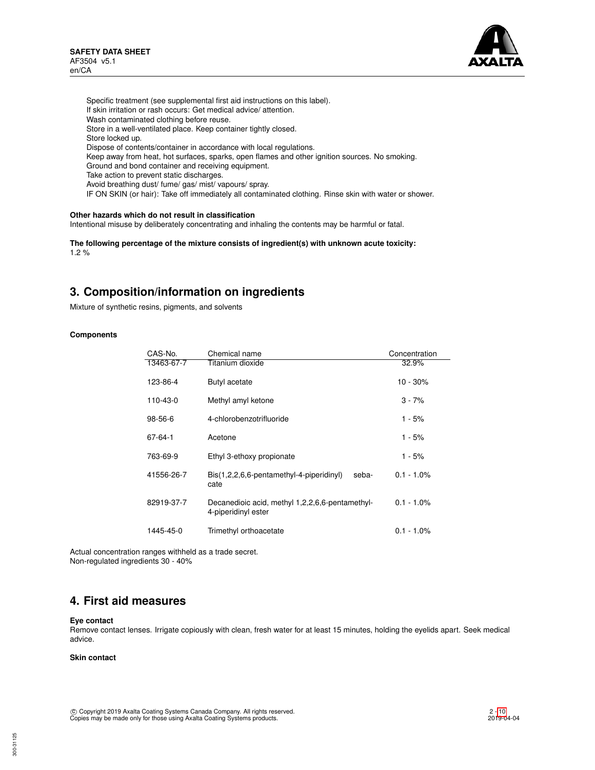Specific treatment (see supplemental first aid instructions on this label).
If skin irritation or rash occurs: Get medical advice/ attention.
Wash contaminated clothing before reuse.
Store in a well-ventilated place. Keep container tightly closed.
Store locked up.
Dispose of contents/container in accordance with local regulations.
Keep away from heat, hot surfaces, sparks, open flames and other ignition sources. No smoking.
Ground and bond container and receiving equipment.
Take action to prevent static discharges.
Avoid breathing dust/ fume/ gas/ mist/ vapours/ spray.
IF ON SKIN (or hair): Take off immediately all contaminated clothing. Rinse skin with water or shower.

**Other hazards which do not result in classification**
Intentional misuse by deliberately concentrating and inhaling the contents may be harmful or fatal.

**The following percentage of the mixture consists of ingredient(s) with unknown acute toxicity:**
1.2 %

## 3. Composition/information on ingredients

Mixture of synthetic resins, pigments, and solvents

**Components**

| CAS-No. | Chemical name | Concentration |
|---|---|---|
| 13463-67-7 | Titanium dioxide | 32.9% |
| 123-86-4 | Butyl acetate | 10 - 30% |
| 110-43-0 | Methyl amyl ketone | 3 - 7% |
| 98-56-6 | 4-chlorobenzotrifluoride | 1 - 5% |
| 67-64-1 | Acetone | 1 - 5% |
| 763-69-9 | Ethyl 3-ethoxy propionate | 1 - 5% |
| 41556-26-7 | Bis(1,2,2,6,6-pentamethyl-4-piperidinyl) sebacate | 0.1 - 1.0% |
| 82919-37-7 | Decanedioic acid, methyl 1,2,2,6,6-pentamethyl-4-piperidinyl ester | 0.1 - 1.0% |
| 1445-45-0 | Trimethyl orthoacetate | 0.1 - 1.0% |

Actual concentration ranges withheld as a trade secret.
Non-regulated ingredients 30 - 40%

## 4. First aid measures

**Eye contact**
Remove contact lenses. Irrigate copiously with clean, fresh water for at least 15 minutes, holding the eyelids apart. Seek medical advice.

**Skin contact**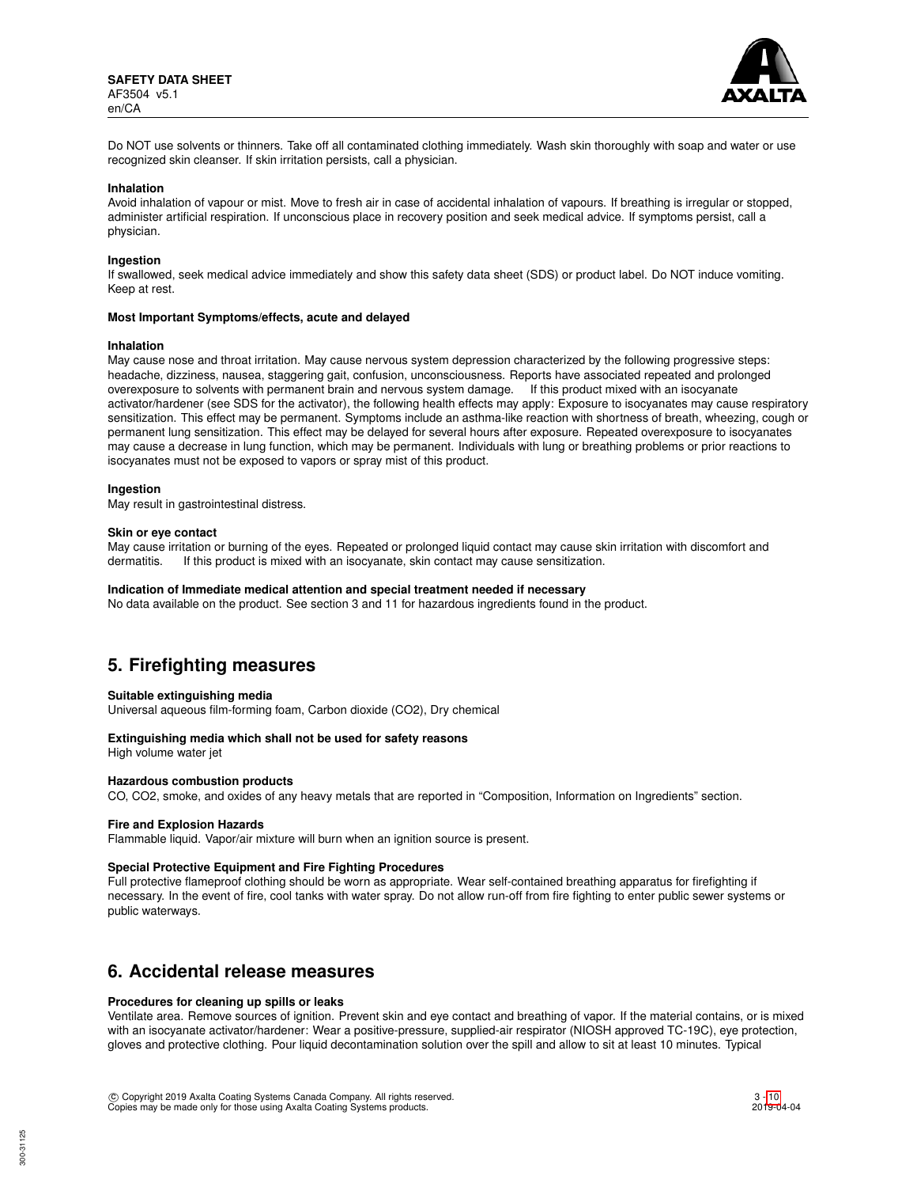Do NOT use solvents or thinners. Take off all contaminated clothing immediately. Wash skin thoroughly with soap and water or use recognized skin cleanser. If skin irritation persists, call a physician.

**Inhalation**
Avoid inhalation of vapour or mist. Move to fresh air in case of accidental inhalation of vapours. If breathing is irregular or stopped, administer artificial respiration. If unconscious place in recovery position and seek medical advice. If symptoms persist, call a physician.

**Ingestion**
If swallowed, seek medical advice immediately and show this safety data sheet (SDS) or product label. Do NOT induce vomiting. Keep at rest.

**Most Important Symptoms/effects, acute and delayed**

**Inhalation**
May cause nose and throat irritation. May cause nervous system depression characterized by the following progressive steps: headache, dizziness, nausea, staggering gait, confusion, unconsciousness. Reports have associated repeated and prolonged overexposure to solvents with permanent brain and nervous system damage. If this product mixed with an isocyanate activator/hardener (see SDS for the activator), the following health effects may apply: Exposure to isocyanates may cause respiratory sensitization. This effect may be permanent. Symptoms include an asthma-like reaction with shortness of breath, wheezing, cough or permanent lung sensitization. This effect may be delayed for several hours after exposure. Repeated overexposure to isocyanates may cause a decrease in lung function, which may be permanent. Individuals with lung or breathing problems or prior reactions to isocyanates must not be exposed to vapors or spray mist of this product.

**Ingestion**
May result in gastrointestinal distress.

**Skin or eye contact**
May cause irritation or burning of the eyes. Repeated or prolonged liquid contact may cause skin irritation with discomfort and dermatitis. If this product is mixed with an isocyanate, skin contact may cause sensitization.

**Indication of Immediate medical attention and special treatment needed if necessary**
No data available on the product. See section 3 and 11 for hazardous ingredients found in the product.

# 5. Firefighting measures

**Suitable extinguishing media**
Universal aqueous film-forming foam, Carbon dioxide ($CO_2$), Dry chemical

**Extinguishing media which shall not be used for safety reasons**
High volume water jet

**Hazardous combustion products**
CO, $CO_2$, smoke, and oxides of any heavy metals that are reported in "Composition, Information on Ingredients" section.

**Fire and Explosion Hazards**
Flammable liquid. Vapor/air mixture will burn when an ignition source is present.

**Special Protective Equipment and Fire Fighting Procedures**
Full protective flameproof clothing should be worn as appropriate. Wear self-contained breathing apparatus for firefighting if necessary. In the event of fire, cool tanks with water spray. Do not allow run-off from fire fighting to enter public sewer systems or public waterways.

# 6. Accidental release measures

**Procedures for cleaning up spills or leaks**
Ventilate area. Remove sources of ignition. Prevent skin and eye contact and breathing of vapor. If the material contains, or is mixed with an isocyanate activator/hardener: Wear a positive-pressure, supplied-air respirator (NIOSH approved TC-19C), eye protection, gloves and protective clothing. Pour liquid decontamination solution over the spill and allow to sit at least 10 minutes. Typical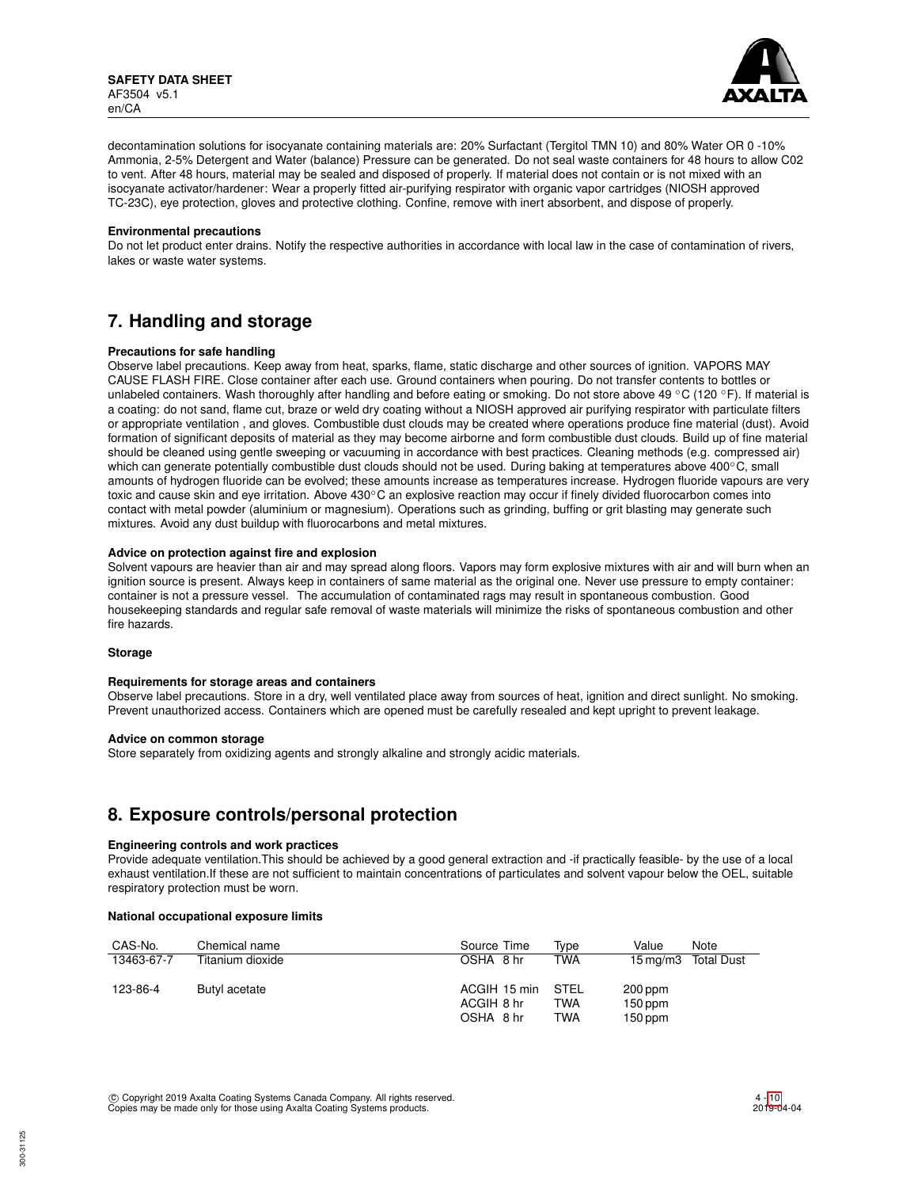decontamination solutions for isocyanate containing materials are: 20% Surfactant (Tergitol TMN 10) and 80% Water OR 0 -10% Ammonia, 2-5% Detergent and Water (balance) Pressure can be generated. Do not seal waste containers for 48 hours to allow C02 to vent. After 48 hours, material may be sealed and disposed of properly. If material does not contain or is not mixed with an isocyanate activator/hardener: Wear a properly fitted air-purifying respirator with organic vapor cartridges (NIOSH approved TC-23C), eye protection, gloves and protective clothing. Confine, remove with inert absorbent, and dispose of properly.

**Environmental precautions**

Do not let product enter drains. Notify the respective authorities in accordance with local law in the case of contamination of rivers, lakes or waste water systems.

## 7. Handling and storage

**Precautions for safe handling**

Observe label precautions. Keep away from heat, sparks, flame, static discharge and other sources of ignition. VAPORS MAY CAUSE FLASH FIRE. Close container after each use. Ground containers when pouring. Do not transfer contents to bottles or unlabeled containers. Wash thoroughly after handling and before eating or smoking. Do not store above 49 °C (120 °F). If material is a coating: do not sand, flame cut, braze or weld dry coating without a NIOSH approved air purifying respirator with particulate filters or appropriate ventilation , and gloves. Combustible dust clouds may be created where operations produce fine material (dust). Avoid formation of significant deposits of material as they may become airborne and form combustible dust clouds. Build up of fine material should be cleaned using gentle sweeping or vacuuming in accordance with best practices. Cleaning methods (e.g. compressed air) which can generate potentially combustible dust clouds should not be used. During baking at temperatures above 400°C, small amounts of hydrogen fluoride can be evolved; these amounts increase as temperatures increase. Hydrogen fluoride vapours are very toxic and cause skin and eye irritation. Above 430°C an explosive reaction may occur if finely divided fluorocarbon comes into contact with metal powder (aluminium or magnesium). Operations such as grinding, buffing or grit blasting may generate such mixtures. Avoid any dust buildup with fluorocarbons and metal mixtures.

**Advice on protection against fire and explosion**

Solvent vapours are heavier than air and may spread along floors. Vapors may form explosive mixtures with air and will burn when an ignition source is present. Always keep in containers of same material as the original one. Never use pressure to empty container: container is not a pressure vessel. The accumulation of contaminated rags may result in spontaneous combustion. Good housekeeping standards and regular safe removal of waste materials will minimize the risks of spontaneous combustion and other fire hazards.

**Storage**

**Requirements for storage areas and containers**

Observe label precautions. Store in a dry, well ventilated place away from sources of heat, ignition and direct sunlight. No smoking. Prevent unauthorized access. Containers which are opened must be carefully resealed and kept upright to prevent leakage.

**Advice on common storage**

Store separately from oxidizing agents and strongly alkaline and strongly acidic materials.

## 8. Exposure controls/personal protection

**Engineering controls and work practices**

Provide adequate ventilation.This should be achieved by a good general extraction and -if practically feasible- by the use of a local exhaust ventilation.If these are not sufficient to maintain concentrations of particulates and solvent vapour below the OEL, suitable respiratory protection must be worn.

**National occupational exposure limits**

| CAS-No. | Chemical name | Source | Time | Type | Value | Note |
|---|---|---|---|---|---|---|
| 13463-67-7 | Titanium dioxide | OSHA | 8 hr | TWA | 15 mg/m3 | Total Dust |
| 123-86-4 | Butyl acetate | ACGIH | 15 min | STEL | 200 ppm | |
| | | ACGIH | 8 hr | TWA | 150 ppm | |
| | | OSHA | 8 hr | TWA | 150 ppm | |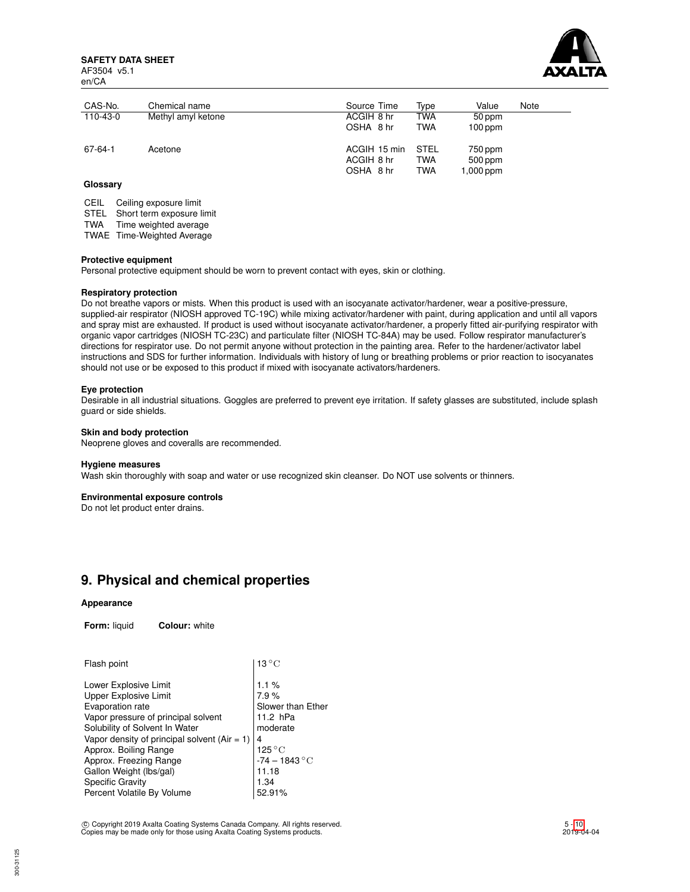| CAS-No. | Chemical name | Source Time | Type | Value | Note |
|---|---|---|---|---|---|
| 110-43-0 | Methyl amyl ketone | ACGIH 8 hr | TWA | 50 ppm | |
| | | OSHA 8 hr | TWA | 100 ppm | |
| 67-64-1 | Acetone | ACGIH 15 min | STEL | 750 ppm | |
| | | ACGIH 8 hr | TWA | 500 ppm | |
| | | OSHA 8 hr | TWA | 1,000 ppm | |

**Glossary**

| | |
|---|---|
| CEIL | Ceiling exposure limit |
| STEL | Short term exposure limit |
| TWA | Time weighted average |
| TWAE | Time-Weighted Average |

**Protective equipment**

Personal protective equipment should be worn to prevent contact with eyes, skin or clothing.

**Respiratory protection**

Do not breathe vapors or mists. When this product is used with an isocyanate activator/hardener, wear a positive-pressure, supplied-air respirator (NIOSH approved TC-19C) while mixing activator/hardener with paint, during application and until all vapors and spray mist are exhausted. If product is used without isocyanate activator/hardener, a properly fitted air-purifying respirator with organic vapor cartridges (NIOSH TC-23C) and particulate filter (NIOSH TC-84A) may be used. Follow respirator manufacturer's directions for respirator use. Do not permit anyone without protection in the painting area. Refer to the hardener/activator label instructions and SDS for further information. Individuals with history of lung or breathing problems or prior reaction to isocyanates should not use or be exposed to this product if mixed with isocyanate activators/hardeners.

**Eye protection**

Desirable in all industrial situations. Goggles are preferred to prevent eye irritation. If safety glasses are substituted, include splash guard or side shields.

**Skin and body protection**

Neoprene gloves and coveralls are recommended.

**Hygiene measures**

Wash skin thoroughly with soap and water or use recognized skin cleanser. Do NOT use solvents or thinners.

**Environmental exposure controls**

Do not let product enter drains.

## 9. Physical and chemical properties

**Appearance**

**Form:** liquid **Colour:** white

| | |
|---|---|
| Flash point | 13 °C |
| Lower Explosive Limit | 1.1 % |
| Upper Explosive Limit | 7.9 % |
| Evaporation rate | Slower than Ether |
| Vapor pressure of principal solvent | 11.2 hPa |
| Solubility of Solvent In Water | moderate |
| Vapor density of principal solvent (Air = 1) | 4 |
| Approx. Boiling Range | 125 °C |
| Approx. Freezing Range | -74 – 1843 °C |
| Gallon Weight (lbs/gal) | 11.18 |
| Specific Gravity | 1.34 |
| Percent Volatile By Volume | 52.91% |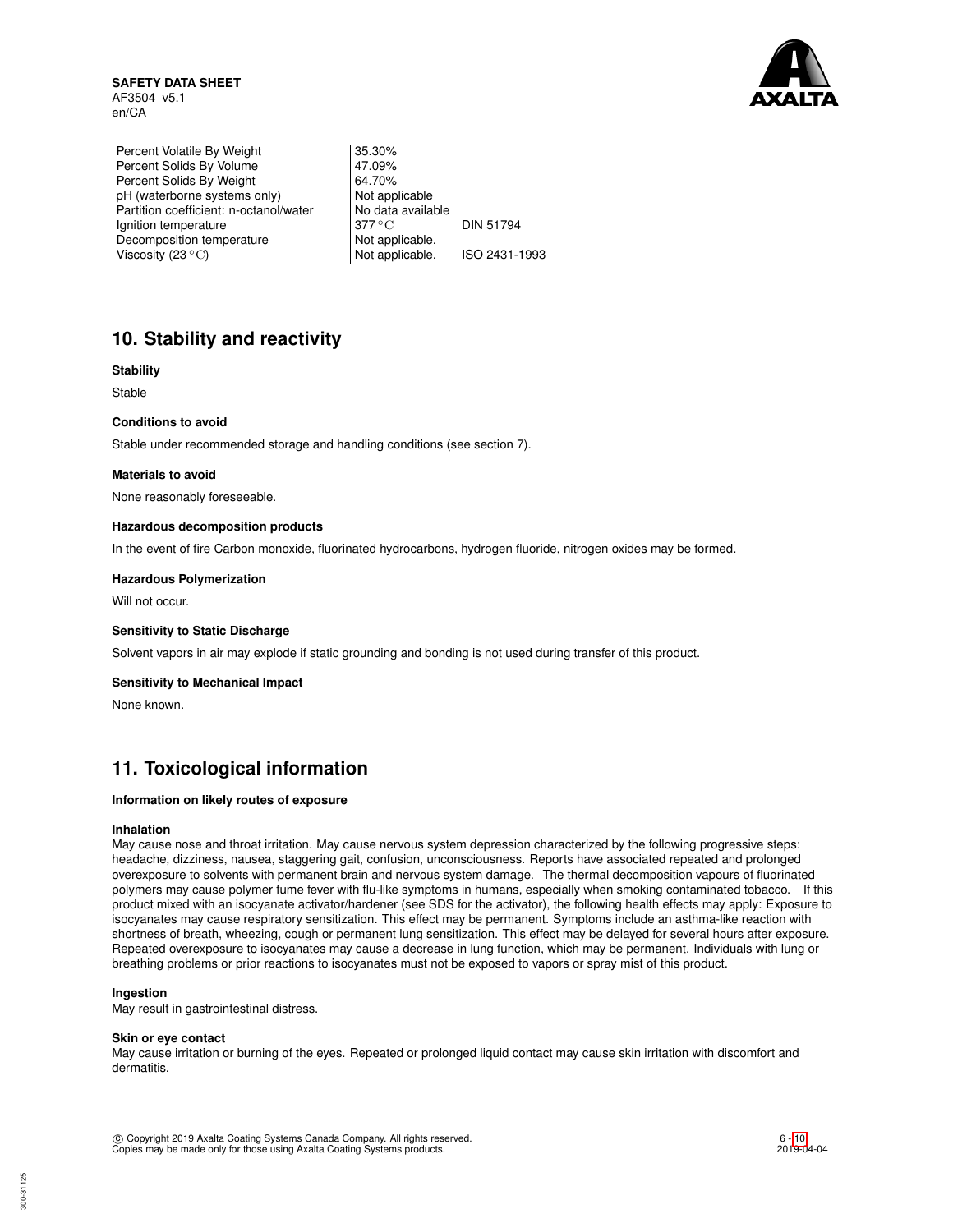| | | |
|---|---|---|
| Percent Volatile By Weight | 35.30% | |
| Percent Solids By Volume | 47.09% | |
| Percent Solids By Weight | 64.70% | |
| pH (waterborne systems only) | Not applicable | |
| Partition coefficient: n-octanol/water | No data available | |
| Ignition temperature | 377 °C | DIN 51794 |
| Decomposition temperature | Not applicable. | |
| Viscosity (23 °C) | Not applicable. | ISO 2431-1993 |

## 10. Stability and reactivity

**Stability**

Stable

**Conditions to avoid**

Stable under recommended storage and handling conditions (see section 7).

**Materials to avoid**

None reasonably foreseeable.

**Hazardous decomposition products**

In the event of fire Carbon monoxide, fluorinated hydrocarbons, hydrogen fluoride, nitrogen oxides may be formed.

**Hazardous Polymerization**

Will not occur.

**Sensitivity to Static Discharge**

Solvent vapors in air may explode if static grounding and bonding is not used during transfer of this product.

**Sensitivity to Mechanical Impact**

None known.

## 11. Toxicological information

**Information on likely routes of exposure**

**Inhalation**

May cause nose and throat irritation. May cause nervous system depression characterized by the following progressive steps: headache, dizziness, nausea, staggering gait, confusion, unconsciousness. Reports have associated repeated and prolonged overexposure to solvents with permanent brain and nervous system damage. The thermal decomposition vapours of fluorinated polymers may cause polymer fume fever with flu-like symptoms in humans, especially when smoking contaminated tobacco. If this product mixed with an isocyanate activator/hardener (see SDS for the activator), the following health effects may apply: Exposure to isocyanates may cause respiratory sensitization. This effect may be permanent. Symptoms include an asthma-like reaction with shortness of breath, wheezing, cough or permanent lung sensitization. This effect may be delayed for several hours after exposure. Repeated overexposure to isocyanates may cause a decrease in lung function, which may be permanent. Individuals with lung or breathing problems or prior reactions to isocyanates must not be exposed to vapors or spray mist of this product.

**Ingestion**

May result in gastrointestinal distress.

**Skin or eye contact**

May cause irritation or burning of the eyes. Repeated or prolonged liquid contact may cause skin irritation with discomfort and dermatitis.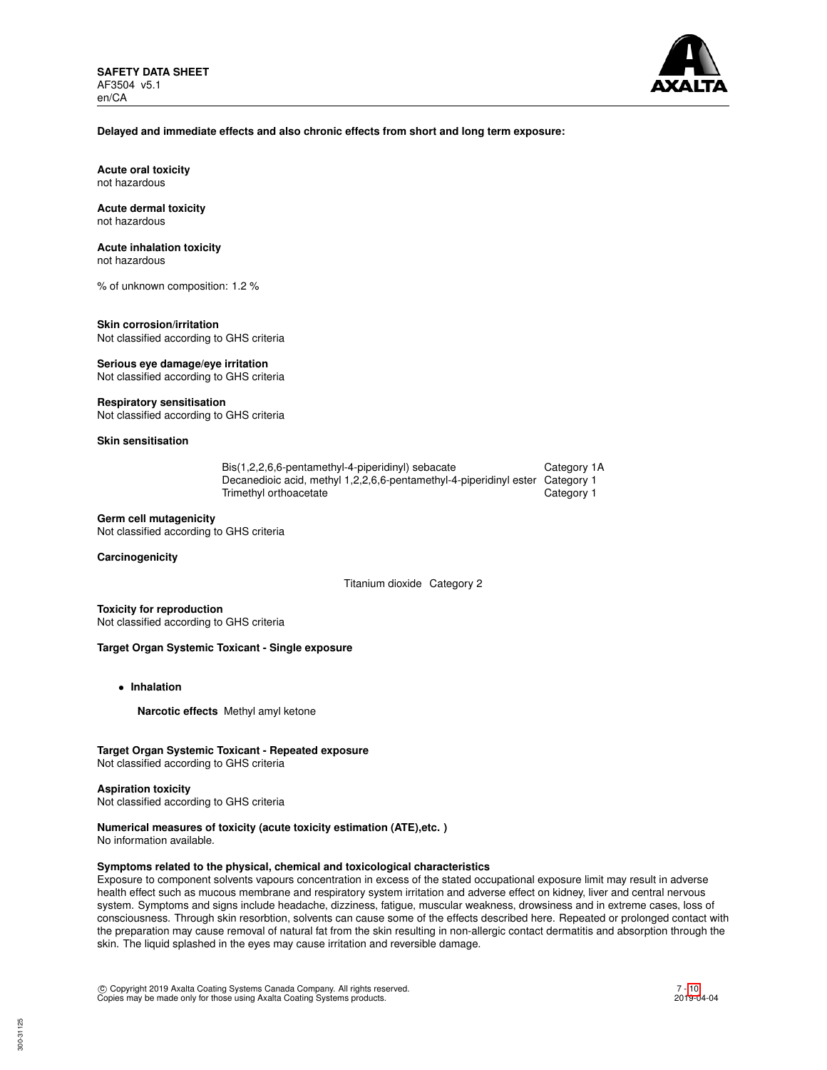**Delayed and immediate effects and also chronic effects from short and long term exposure:**

**Acute oral toxicity**
not hazardous

**Acute dermal toxicity**
not hazardous

**Acute inhalation toxicity**
not hazardous

% of unknown composition: 1.2 %

**Skin corrosion/irritation**
Not classified according to GHS criteria

**Serious eye damage/eye irritation**
Not classified according to GHS criteria

**Respiratory sensitisation**
Not classified according to GHS criteria

**Skin sensitisation**

| | |
|---|---|
| Bis(1,2,2,6,6-pentamethyl-4-piperidinyl) sebacate | Category 1A |
| Decanedioic acid, methyl 1,2,2,6,6-pentamethyl-4-piperidinyl ester | Category 1 |
| Trimethyl orthoacetate | Category 1 |

**Germ cell mutagenicity**
Not classified according to GHS criteria

**Carcinogenicity**

| | |
|---|---|
| Titanium dioxide | Category 2 |

**Toxicity for reproduction**
Not classified according to GHS criteria

**Target Organ Systemic Toxicant - Single exposure**

- **Inhalation**

  **Narcotic effects** Methyl amyl ketone

**Target Organ Systemic Toxicant - Repeated exposure**
Not classified according to GHS criteria

**Aspiration toxicity**
Not classified according to GHS criteria

**Numerical measures of toxicity (acute toxicity estimation (ATE),etc. )**
No information available.

**Symptoms related to the physical, chemical and toxicological characteristics**
Exposure to component solvents vapours concentration in excess of the stated occupational exposure limit may result in adverse health effect such as mucous membrane and respiratory system irritation and adverse effect on kidney, liver and central nervous system. Symptoms and signs include headache, dizziness, fatigue, muscular weakness, drowsiness and in extreme cases, loss of consciousness. Through skin resorbtion, solvents can cause some of the effects described here. Repeated or prolonged contact with the preparation may cause removal of natural fat from the skin resulting in non-allergic contact dermatitis and absorption through the skin. The liquid splashed in the eyes may cause irritation and reversible damage.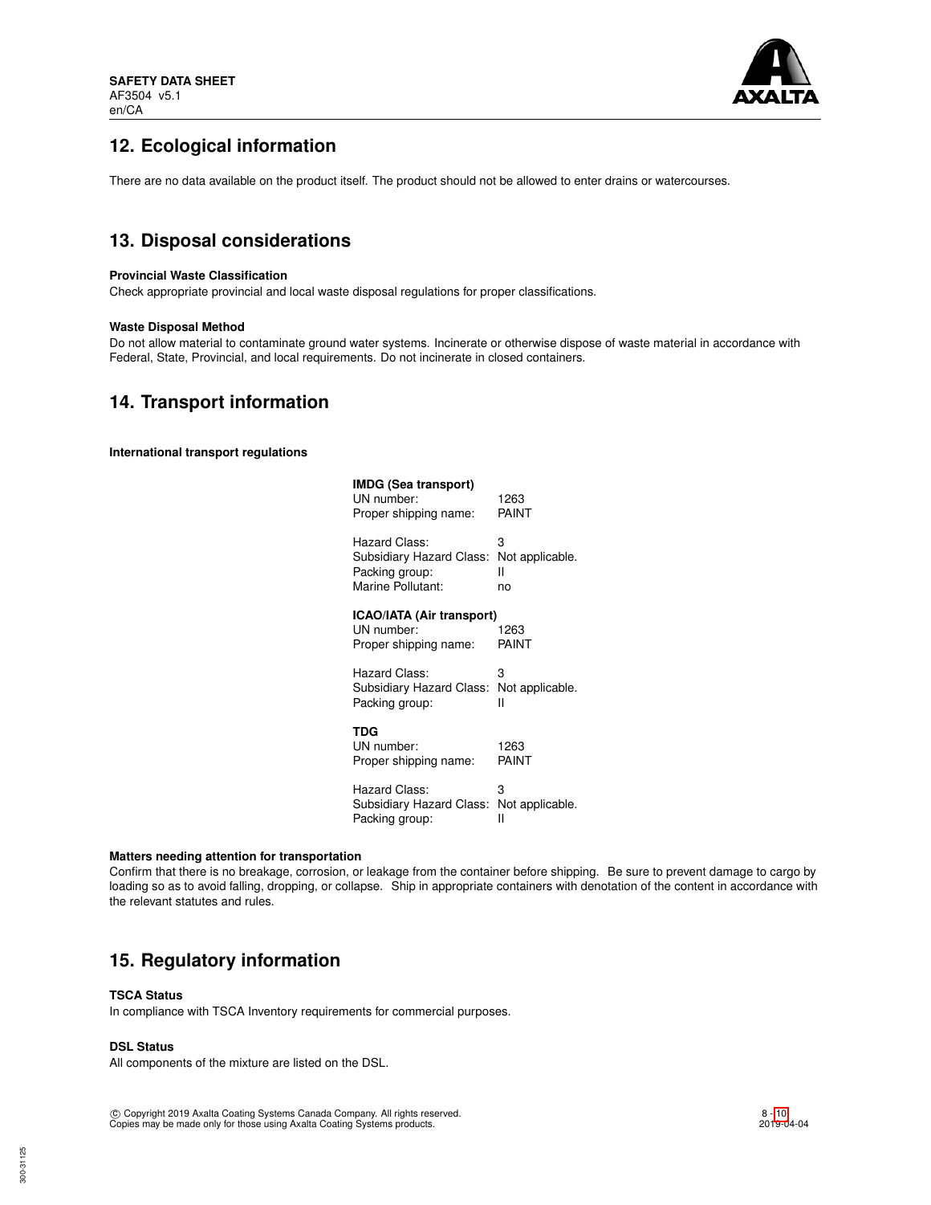## 12. Ecological information

There are no data available on the product itself. The product should not be allowed to enter drains or watercourses.

## 13. Disposal considerations

**Provincial Waste Classification**

Check appropriate provincial and local waste disposal regulations for proper classifications.

**Waste Disposal Method**

Do not allow material to contaminate ground water systems. Incinerate or otherwise dispose of waste material in accordance with Federal, State, Provincial, and local requirements. Do not incinerate in closed containers.

## 14. Transport information

**International transport regulations**

**IMDG (Sea transport)**

UN number: 1263
Proper shipping name: PAINT

Hazard Class: 3
Subsidiary Hazard Class: Not applicable.
Packing group: II
Marine Pollutant: no

**ICAO/IATA (Air transport)**

UN number: 1263
Proper shipping name: PAINT

Hazard Class: 3
Subsidiary Hazard Class: Not applicable.
Packing group: II

**TDG**

UN number: 1263
Proper shipping name: PAINT

Hazard Class: 3
Subsidiary Hazard Class: Not applicable.
Packing group: II

**Matters needing attention for transportation**

Confirm that there is no breakage, corrosion, or leakage from the container before shipping. Be sure to prevent damage to cargo by loading so as to avoid falling, dropping, or collapse. Ship in appropriate containers with denotation of the content in accordance with the relevant statutes and rules.

## 15. Regulatory information

**TSCA Status**

In compliance with TSCA Inventory requirements for commercial purposes.

**DSL Status**

All components of the mixture are listed on the DSL.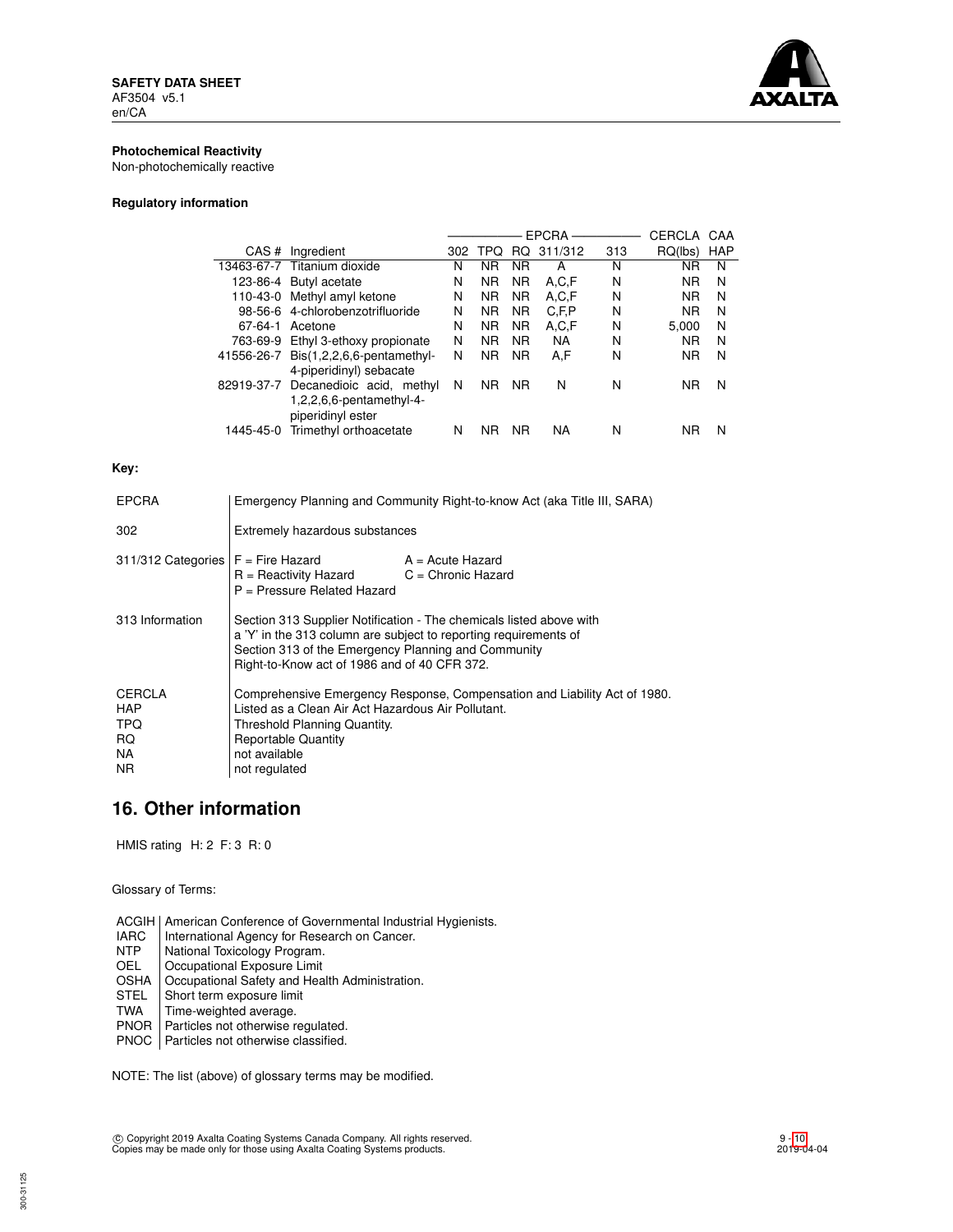**Photochemical Reactivity**

Non-photochemically reactive

**Regulatory information**

| | | EPCRA | | | | | CERCLA | CAA |
|---|---|---|---|---|---|---|---|---|
| CAS # | Ingredient | 302 | TPQ | RQ | 311/312 | 313 | RQ(lbs) | HAP |
| 13463-67-7 | Titanium dioxide | N | NR | NR | A | N | NR | N |
| 123-86-4 | Butyl acetate | N | NR | NR | A,C,F | N | NR | N |
| 110-43-0 | Methyl amyl ketone | N | NR | NR | A,C,F | N | NR | N |
| 98-56-6 | 4-chlorobenzotrifluoride | N | NR | NR | C,F,P | N | NR | N |
| 67-64-1 | Acetone | N | NR | NR | A,C,F | N | 5,000 | N |
| 763-69-9 | Ethyl 3-ethoxy propionate | N | NR | NR | NA | N | NR | N |
| 41556-26-7 | Bis(1,2,2,6,6-pentamethyl-4-piperidinyl) sebacate | N | NR | NR | A,F | N | NR | N |
| 82919-37-7 | Decanedioic acid, methyl 1,2,2,6,6-pentamethyl-4-piperidinyl ester | N | NR | NR | N | N | NR | N |
| 1445-45-0 | Trimethyl orthoacetate | N | NR | NR | NA | N | NR | N |

**Key:**

| | |
|---|---|
| EPCRA | Emergency Planning and Community Right-to-know Act (aka Title III, SARA) |
| 302 | Extremely hazardous substances |
| 311/312 Categories | F = Fire Hazard; A = Acute Hazard; R = Reactivity Hazard; C = Chronic Hazard; P = Pressure Related Hazard |
| 313 Information | Section 313 Supplier Notification - The chemicals listed above with a 'Y' in the 313 column are subject to reporting requirements of Section 313 of the Emergency Planning and Community Right-to-Know act of 1986 and of 40 CFR 372. |
| CERCLA | Comprehensive Emergency Response, Compensation and Liability Act of 1980. |
| HAP | Listed as a Clean Air Act Hazardous Air Pollutant. |
| TPQ | Threshold Planning Quantity. |
| RQ | Reportable Quantity |
| NA | not available |
| NR | not regulated |

## 16. Other information

HMIS rating H: 2 F: 3 R: 0

Glossary of Terms:

| | |
|---|---|
| ACGIH | American Conference of Governmental Industrial Hygienists. |
| IARC | International Agency for Research on Cancer. |
| NTP | National Toxicology Program. |
| OEL | Occupational Exposure Limit |
| OSHA | Occupational Safety and Health Administration. |
| STEL | Short term exposure limit |
| TWA | Time-weighted average. |
| PNOR | Particles not otherwise regulated. |
| PNOC | Particles not otherwise classified. |

NOTE: The list (above) of glossary terms may be modified.

© Copyright 2019 Axalta Coating Systems Canada Company. All rights reserved.
Copies may be made only for those using Axalta Coating Systems products.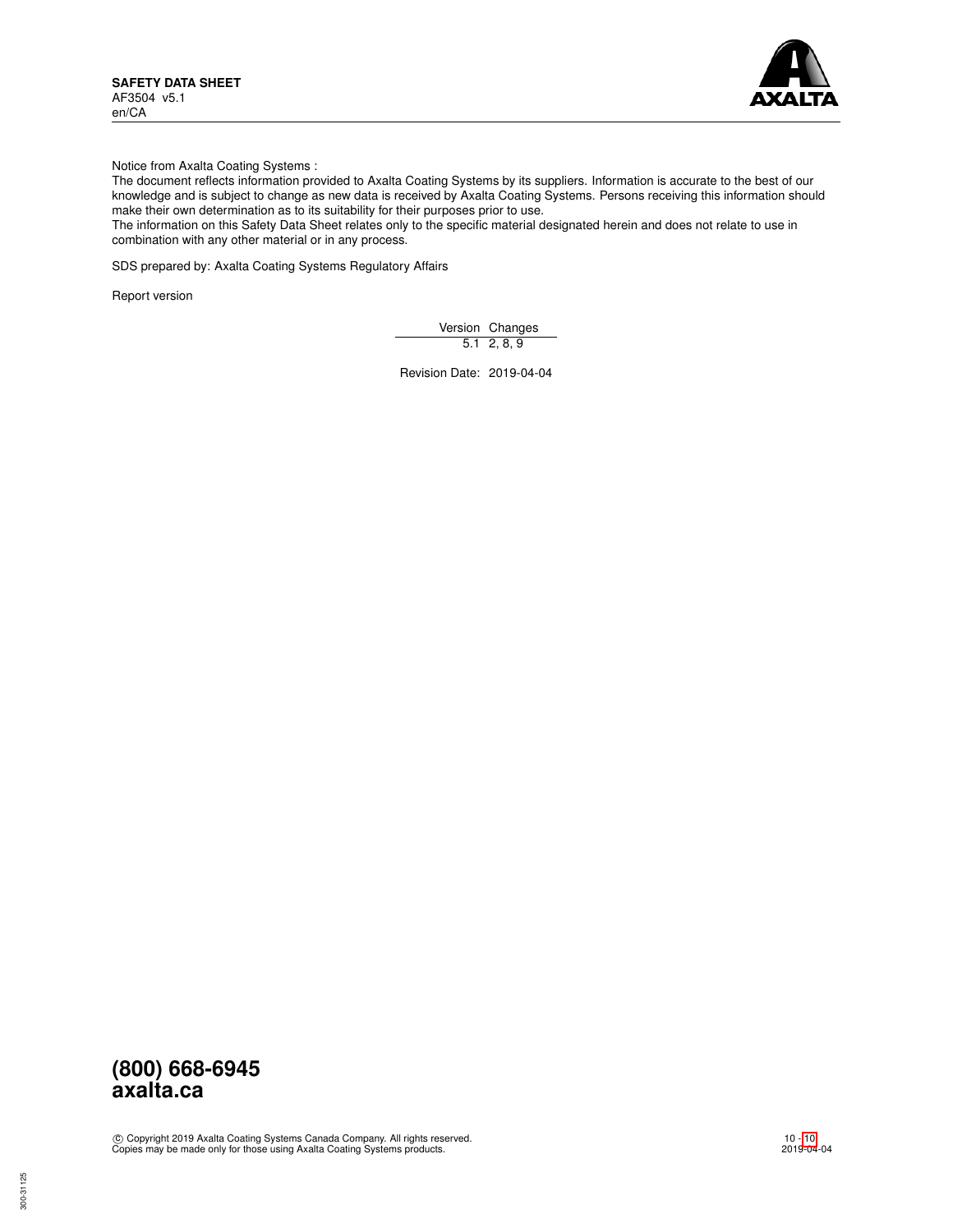Notice from Axalta Coating Systems :
The document reflects information provided to Axalta Coating Systems by its suppliers. Information is accurate to the best of our knowledge and is subject to change as new data is received by Axalta Coating Systems. Persons receiving this information should make their own determination as to its suitability for their purposes prior to use.
The information on this Safety Data Sheet relates only to the specific material designated herein and does not relate to use in combination with any other material or in any process.

SDS prepared by: Axalta Coating Systems Regulatory Affairs

Report version

| Version | Changes |
|---|---|
| 5.1 | 2, 8, 9 |

Revision Date: 2019-04-04

**(800) 668-6945**
**axalta.ca**

© Copyright 2019 Axalta Coating Systems Canada Company. All rights reserved.
Copies may be made only for those using Axalta Coating Systems products.